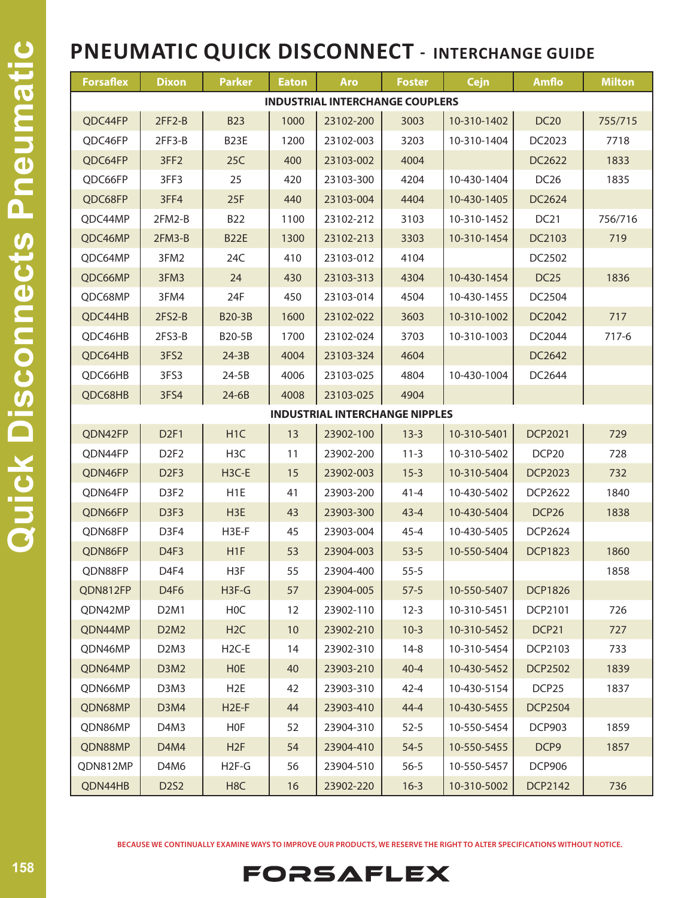# PNEUMATIC QUICK DISCONNECT - INTERCHANGE GUIDE

| Forsaflex | Dixon | Parker | Eaton | Aro | Foster | Cejn | Amflo | Milton |
|---|---|---|---|---|---|---|---|---|
| **INDUSTRIAL INTERCHANGE COUPLERS** | | | | | | | | |
| QDC44FP | 2FF2-B | B23 | 1000 | 23102-200 | 3003 | 10-310-1402 | DC20 | 755/715 |
| QDC46FP | 2FF3-B | B23E | 1200 | 23102-003 | 3203 | 10-310-1404 | DC2023 | 7718 |
| QDC64FP | 3FF2 | 25C | 400 | 23103-002 | 4004 | | DC2622 | 1833 |
| QDC66FP | 3FF3 | 25 | 420 | 23103-300 | 4204 | 10-430-1404 | DC26 | 1835 |
| QDC68FP | 3FF4 | 25F | 440 | 23103-004 | 4404 | 10-430-1405 | DC2624 | |
| QDC44MP | 2FM2-B | B22 | 1100 | 23102-212 | 3103 | 10-310-1452 | DC21 | 756/716 |
| QDC46MP | 2FM3-B | B22E | 1300 | 23102-213 | 3303 | 10-310-1454 | DC2103 | 719 |
| QDC64MP | 3FM2 | 24C | 410 | 23103-012 | 4104 | | DC2502 | |
| QDC66MP | 3FM3 | 24 | 430 | 23103-313 | 4304 | 10-430-1454 | DC25 | 1836 |
| QDC68MP | 3FM4 | 24F | 450 | 23103-014 | 4504 | 10-430-1455 | DC2504 | |
| QDC44HB | 2FS2-B | B20-3B | 1600 | 23102-022 | 3603 | 10-310-1002 | DC2042 | 717 |
| QDC46HB | 2FS3-B | B20-5B | 1700 | 23102-024 | 3703 | 10-310-1003 | DC2044 | 717-6 |
| QDC64HB | 3FS2 | 24-3B | 4004 | 23103-324 | 4604 | | DC2642 | |
| QDC66HB | 3FS3 | 24-5B | 4006 | 23103-025 | 4804 | 10-430-1004 | DC2644 | |
| QDC68HB | 3FS4 | 24-6B | 4008 | 23103-025 | 4904 | | | |
| **INDUSTRIAL INTERCHANGE NIPPLES** | | | | | | | | |
| QDN42FP | D2F1 | H1C | 13 | 23902-100 | 13-3 | 10-310-5401 | DCP2021 | 729 |
| QDN44FP | D2F2 | H3C | 11 | 23902-200 | 11-3 | 10-310-5402 | DCP20 | 728 |
| QDN46FP | D2F3 | H3C-E | 15 | 23902-003 | 15-3 | 10-310-5404 | DCP2023 | 732 |
| QDN64FP | D3F2 | H1E | 41 | 23903-200 | 41-4 | 10-430-5402 | DCP2622 | 1840 |
| QDN66FP | D3F3 | H3E | 43 | 23903-300 | 43-4 | 10-430-5404 | DCP26 | 1838 |
| QDN68FP | D3F4 | H3E-F | 45 | 23903-004 | 45-4 | 10-430-5405 | DCP2624 | |
| QDN86FP | D4F3 | H1F | 53 | 23904-003 | 53-5 | 10-550-5404 | DCP1823 | 1860 |
| QDN88FP | D4F4 | H3F | 55 | 23904-400 | 55-5 | | | 1858 |
| QDN812FP | D4F6 | H3F-G | 57 | 23904-005 | 57-5 | 10-550-5407 | DCP1826 | |
| QDN42MP | D2M1 | H0C | 12 | 23902-110 | 12-3 | 10-310-5451 | DCP2101 | 726 |
| QDN44MP | D2M2 | H2C | 10 | 23902-210 | 10-3 | 10-310-5452 | DCP21 | 727 |
| QDN46MP | D2M3 | H2C-E | 14 | 23902-310 | 14-8 | 10-310-5454 | DCP2103 | 733 |
| QDN64MP | D3M2 | H0E | 40 | 23903-210 | 40-4 | 10-430-5452 | DCP2502 | 1839 |
| QDN66MP | D3M3 | H2E | 42 | 23903-310 | 42-4 | 10-430-5154 | DCP25 | 1837 |
| QDN68MP | D3M4 | H2E-F | 44 | 23903-410 | 44-4 | 10-430-5455 | DCP2504 | |
| QDN86MP | D4M3 | H0F | 52 | 23904-310 | 52-5 | 10-550-5454 | DCP903 | 1859 |
| QDN88MP | D4M4 | H2F | 54 | 23904-410 | 54-5 | 10-550-5455 | DCP9 | 1857 |
| QDN812MP | D4M6 | H2F-G | 56 | 23904-510 | 56-5 | 10-550-5457 | DCP906 | |
| QDN44HB | D2S2 | H8C | 16 | 23902-220 | 16-3 | 10-310-5002 | DCP2142 | 736 |

BECAUSE WE CONTINUALLY EXAMINE WAYS TO IMPROVE OUR PRODUCTS, WE RESERVE THE RIGHT TO ALTER SPECIFICATIONS WITHOUT NOTICE.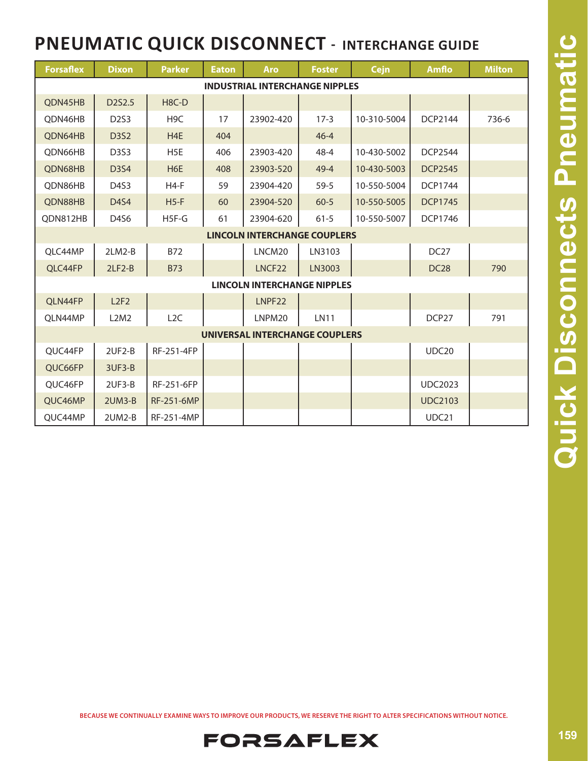# PNEUMATIC QUICK DISCONNECT - INTERCHANGE GUIDE

| Forsaflex | Dixon | Parker | Eaton | Aro | Foster | Cejn | Amflo | Milton |
|---|---|---|---|---|---|---|---|---|
| **INDUSTRIAL INTERCHANGE NIPPLES** | | | | | | | | |
| QDN45HB | D2S2.5 | H8C-D | | | | | | |
| QDN46HB | D2S3 | H9C | 17 | 23902-420 | 17-3 | 10-310-5004 | DCP2144 | 736-6 |
| QDN64HB | D3S2 | H4E | 404 | | 46-4 | | | |
| QDN66HB | D3S3 | H5E | 406 | 23903-420 | 48-4 | 10-430-5002 | DCP2544 | |
| QDN68HB | D3S4 | H6E | 408 | 23903-520 | 49-4 | 10-430-5003 | DCP2545 | |
| QDN86HB | D4S3 | H4-F | 59 | 23904-420 | 59-5 | 10-550-5004 | DCP1744 | |
| QDN88HB | D4S4 | H5-F | 60 | 23904-520 | 60-5 | 10-550-5005 | DCP1745 | |
| QDN812HB | D4S6 | H5F-G | 61 | 23904-620 | 61-5 | 10-550-5007 | DCP1746 | |
| **LINCOLN INTERCHANGE COUPLERS** | | | | | | | | |
| QLC44MP | 2LM2-B | B72 | | LNCM20 | LN3103 | | DC27 | |
| QLC44FP | 2LF2-B | B73 | | LNCF22 | LN3003 | | DC28 | 790 |
| **LINCOLN INTERCHANGE NIPPLES** | | | | | | | | |
| QLN44FP | L2F2 | | | LNPF22 | | | | |
| QLN44MP | L2M2 | L2C | | LNPM20 | LN11 | | DCP27 | 791 |
| **UNIVERSAL INTERCHANGE COUPLERS** | | | | | | | | |
| QUC44FP | 2UF2-B | RF-251-4FP | | | | | UDC20 | |
| QUC66FP | 3UF3-B | | | | | | | |
| QUC46FP | 2UF3-B | RF-251-6FP | | | | | UDC2023 | |
| QUC46MP | 2UM3-B | RF-251-6MP | | | | | UDC2103 | |
| QUC44MP | 2UM2-B | RF-251-4MP | | | | | UDC21 | |

BECAUSE WE CONTINUALLY EXAMINE WAYS TO IMPROVE OUR PRODUCTS, WE RESERVE THE RIGHT TO ALTER SPECIFICATIONS WITHOUT NOTICE.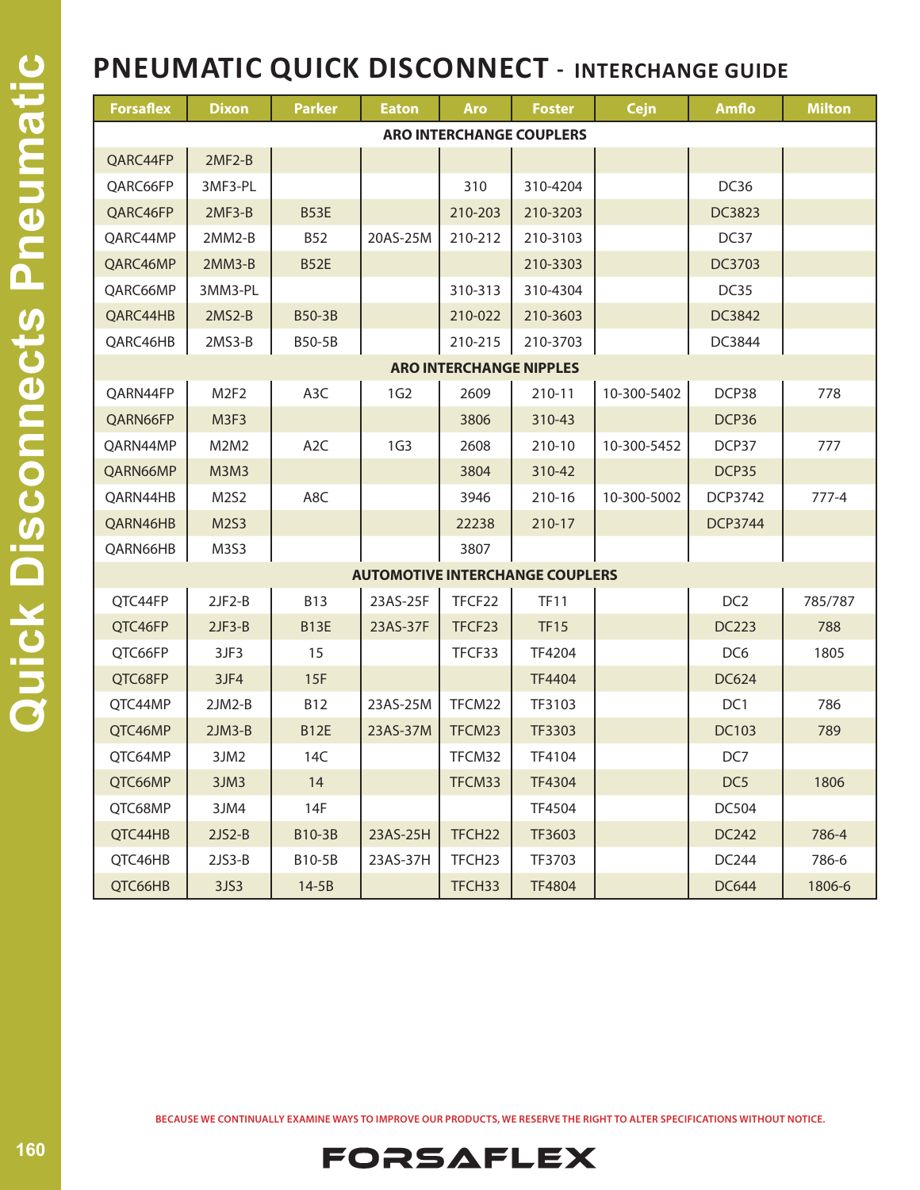# PNEUMATIC QUICK DISCONNECT - INTERCHANGE GUIDE

| Forsaflex | Dixon | Parker | Eaton | Aro | Foster | Cejn | Amflo | Milton |
|---|---|---|---|---|---|---|---|---|
| **ARO INTERCHANGE COUPLERS** | | | | | | | | |
| QARC44FP | 2MF2-B | | | | | | | |
| QARC66FP | 3MF3-PL | | | 310 | 310-4204 | | DC36 | |
| QARC46FP | 2MF3-B | B53E | | 210-203 | 210-3203 | | DC3823 | |
| QARC44MP | 2MM2-B | B52 | 20AS-25M | 210-212 | 210-3103 | | DC37 | |
| QARC46MP | 2MM3-B | B52E | | | 210-3303 | | DC3703 | |
| QARC66MP | 3MM3-PL | | | 310-313 | 310-4304 | | DC35 | |
| QARC44HB | 2MS2-B | B50-3B | | 210-022 | 210-3603 | | DC3842 | |
| QARC46HB | 2MS3-B | B50-5B | | 210-215 | 210-3703 | | DC3844 | |
| **ARO INTERCHANGE NIPPLES** | | | | | | | | |
| QARN44FP | M2F2 | A3C | 1G2 | 2609 | 210-11 | 10-300-5402 | DCP38 | 778 |
| QARN66FP | M3F3 | | | 3806 | 310-43 | | DCP36 | |
| QARN44MP | M2M2 | A2C | 1G3 | 2608 | 210-10 | 10-300-5452 | DCP37 | 777 |
| QARN66MP | M3M3 | | | 3804 | 310-42 | | DCP35 | |
| QARN44HB | M2S2 | A8C | | 3946 | 210-16 | 10-300-5002 | DCP3742 | 777-4 |
| QARN46HB | M2S3 | | | 22238 | 210-17 | | DCP3744 | |
| QARN66HB | M3S3 | | | 3807 | | | | |
| **AUTOMOTIVE INTERCHANGE COUPLERS** | | | | | | | | |
| QTC44FP | 2JF2-B | B13 | 23AS-25F | TFCF22 | TF11 | | DC2 | 785/787 |
| QTC46FP | 2JF3-B | B13E | 23AS-37F | TFCF23 | TF15 | | DC223 | 788 |
| QTC66FP | 3JF3 | 15 | | TFCF33 | TF4204 | | DC6 | 1805 |
| QTC68FP | 3JF4 | 15F | | | TF4404 | | DC624 | |
| QTC44MP | 2JM2-B | B12 | 23AS-25M | TFCM22 | TF3103 | | DC1 | 786 |
| QTC46MP | 2JM3-B | B12E | 23AS-37M | TFCM23 | TF3303 | | DC103 | 789 |
| QTC64MP | 3JM2 | 14C | | TFCM32 | TF4104 | | DC7 | |
| QTC66MP | 3JM3 | 14 | | TFCM33 | TF4304 | | DC5 | 1806 |
| QTC68MP | 3JM4 | 14F | | | TF4504 | | DC504 | |
| QTC44HB | 2JS2-B | B10-3B | 23AS-25H | TFCH22 | TF3603 | | DC242 | 786-4 |
| QTC46HB | 2JS3-B | B10-5B | 23AS-37H | TFCH23 | TF3703 | | DC244 | 786-6 |
| QTC66HB | 3JS3 | 14-5B | | TFCH33 | TF4804 | | DC644 | 1806-6 |

BECAUSE WE CONTINUALLY EXAMINE WAYS TO IMPROVE OUR PRODUCTS, WE RESERVE THE RIGHT TO ALTER SPECIFICATIONS WITHOUT NOTICE.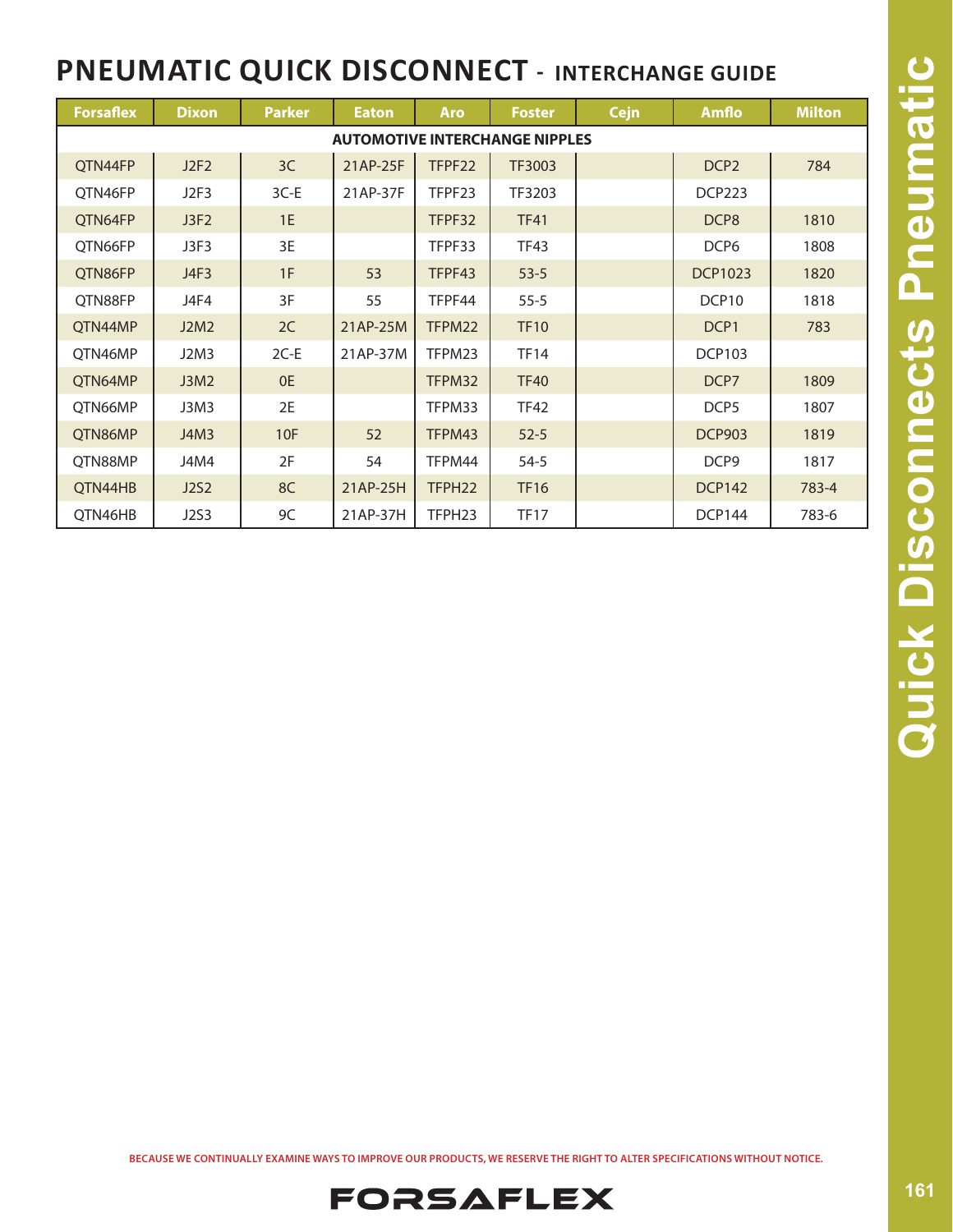# PNEUMATIC QUICK DISCONNECT - INTERCHANGE GUIDE

| Forsaflex | Dixon | Parker | Eaton | Aro | Foster | Cejn | Amflo | Milton |
|---|---|---|---|---|---|---|---|---|
| **AUTOMOTIVE INTERCHANGE NIPPLES** | | | | | | | | |
| QTN44FP | J2F2 | 3C | 21AP-25F | TFPF22 | TF3003 | | DCP2 | 784 |
| QTN46FP | J2F3 | 3C-E | 21AP-37F | TFPF23 | TF3203 | | DCP223 | |
| QTN64FP | J3F2 | 1E | | TFPF32 | TF41 | | DCP8 | 1810 |
| QTN66FP | J3F3 | 3E | | TFPF33 | TF43 | | DCP6 | 1808 |
| QTN86FP | J4F3 | 1F | 53 | TFPF43 | 53-5 | | DCP1023 | 1820 |
| QTN88FP | J4F4 | 3F | 55 | TFPF44 | 55-5 | | DCP10 | 1818 |
| QTN44MP | J2M2 | 2C | 21AP-25M | TFPM22 | TF10 | | DCP1 | 783 |
| QTN46MP | J2M3 | 2C-E | 21AP-37M | TFPM23 | TF14 | | DCP103 | |
| QTN64MP | J3M2 | 0E | | TFPM32 | TF40 | | DCP7 | 1809 |
| QTN66MP | J3M3 | 2E | | TFPM33 | TF42 | | DCP5 | 1807 |
| QTN86MP | J4M3 | 10F | 52 | TFPM43 | 52-5 | | DCP903 | 1819 |
| QTN88MP | J4M4 | 2F | 54 | TFPM44 | 54-5 | | DCP9 | 1817 |
| QTN44HB | J2S2 | 8C | 21AP-25H | TFPH22 | TF16 | | DCP142 | 783-4 |
| QTN46HB | J2S3 | 9C | 21AP-37H | TFPH23 | TF17 | | DCP144 | 783-6 |

BECAUSE WE CONTINUALLY EXAMINE WAYS TO IMPROVE OUR PRODUCTS, WE RESERVE THE RIGHT TO ALTER SPECIFICATIONS WITHOUT NOTICE.